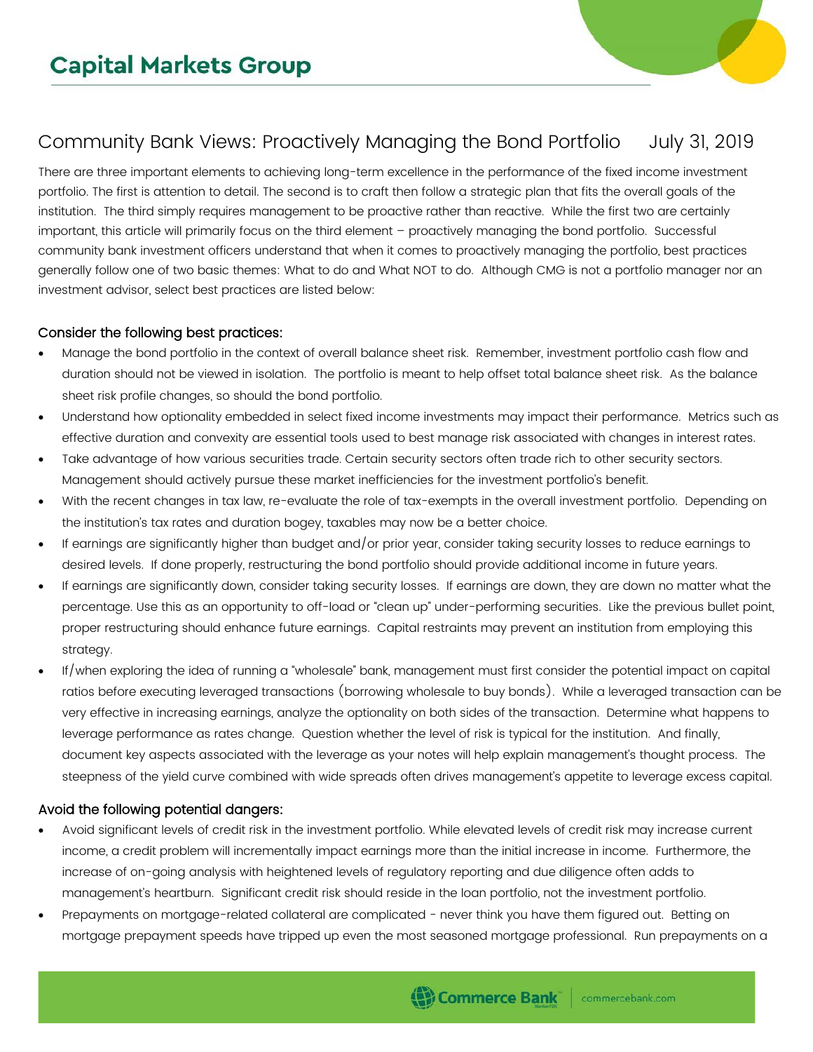# Capital Markets Group

## Community Bank Views: Proactively Managing the Bond Portfolio July 31, 2019

There are three important elements to achieving long-term excellence in the performance of the fixed income investment portfolio. The first is attention to detail. The second is to craft then follow a strategic plan that fits the overall goals of the institution. The third simply requires management to be proactive rather than reactive. While the first two are certainly important, this article will primarily focus on the third element – proactively managing the bond portfolio. Successful community bank investment officers understand that when it comes to proactively managing the portfolio, best practices generally follow one of two basic themes: What to do and What NOT to do. Although CMG is not a portfolio manager nor an investment advisor, select best practices are listed below:

### Consider the following best practices:

- Manage the bond portfolio in the context of overall balance sheet risk. Remember, investment portfolio cash flow and duration should not be viewed in isolation. The portfolio is meant to help offset total balance sheet risk. As the balance sheet risk profile changes, so should the bond portfolio.
- Understand how optionality embedded in select fixed income investments may impact their performance. Metrics such as effective duration and convexity are essential tools used to best manage risk associated with changes in interest rates.
- Take advantage of how various securities trade. Certain security sectors often trade rich to other security sectors. Management should actively pursue these market inefficiencies for the investment portfolio's benefit.
- With the recent changes in tax law, re-evaluate the role of tax-exempts in the overall investment portfolio. Depending on the institution's tax rates and duration bogey, taxables may now be a better choice.
- If earnings are significantly higher than budget and/or prior year, consider taking security losses to reduce earnings to desired levels. If done properly, restructuring the bond portfolio should provide additional income in future years.
- If earnings are significantly down, consider taking security losses. If earnings are down, they are down no matter what the percentage. Use this as an opportunity to off-load or "clean up" under-performing securities. Like the previous bullet point, proper restructuring should enhance future earnings. Capital restraints may prevent an institution from employing this strategy.
- If/when exploring the idea of running a "wholesale" bank, management must first consider the potential impact on capital ratios before executing leveraged transactions (borrowing wholesale to buy bonds). While a leveraged transaction can be very effective in increasing earnings, analyze the optionality on both sides of the transaction. Determine what happens to leverage performance as rates change. Question whether the level of risk is typical for the institution. And finally, document key aspects associated with the leverage as your notes will help explain management's thought process. The steepness of the yield curve combined with wide spreads often drives management's appetite to leverage excess capital.

### Avoid the following potential dangers:

- Avoid significant levels of credit risk in the investment portfolio. While elevated levels of credit risk may increase current income, a credit problem will incrementally impact earnings more than the initial increase in income. Furthermore, the increase of on-going analysis with heightened levels of regulatory reporting and due diligence often adds to management's heartburn. Significant credit risk should reside in the loan portfolio, not the investment portfolio.
- Prepayments on mortgage-related collateral are complicated - never think you have them figured out. Betting on mortgage prepayment speeds have tripped up even the most seasoned mortgage professional. Run prepayments on a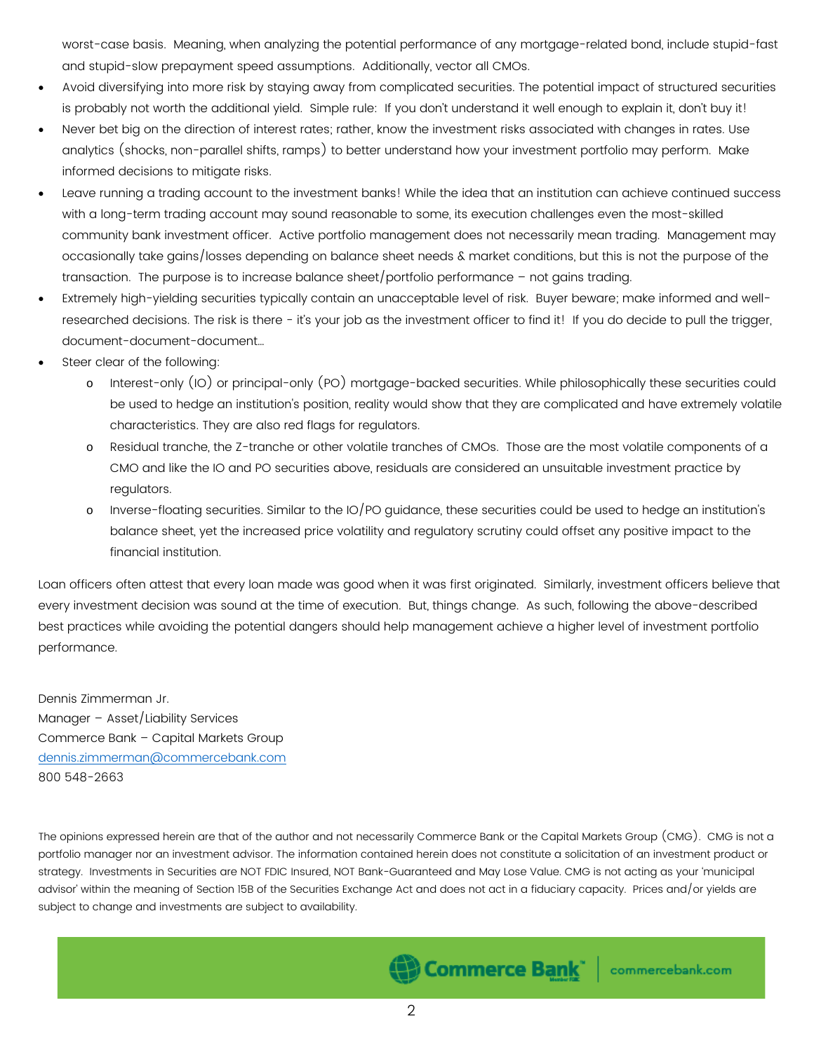worst-case basis. Meaning, when analyzing the potential performance of any mortgage-related bond, include stupid-fast and stupid-slow prepayment speed assumptions. Additionally, vector all CMOs.

- Avoid diversifying into more risk by staying away from complicated securities. The potential impact of structured securities is probably not worth the additional yield. Simple rule: If you don't understand it well enough to explain it, don't buy it!
- Never bet big on the direction of interest rates; rather, know the investment risks associated with changes in rates. Use analytics (shocks, non-parallel shifts, ramps) to better understand how your investment portfolio may perform. Make informed decisions to mitigate risks.
- Leave running a trading account to the investment banks! While the idea that an institution can achieve continued success with a long-term trading account may sound reasonable to some, its execution challenges even the most-skilled community bank investment officer. Active portfolio management does not necessarily mean trading. Management may occasionally take gains/losses depending on balance sheet needs & market conditions, but this is not the purpose of the transaction. The purpose is to increase balance sheet/portfolio performance – not gains trading.
- Extremely high-yielding securities typically contain an unacceptable level of risk. Buyer beware; make informed and well-researched decisions. The risk is there - it's your job as the investment officer to find it! If you do decide to pull the trigger, document-document-document…
- Steer clear of the following:
  - Interest-only (IO) or principal-only (PO) mortgage-backed securities. While philosophically these securities could be used to hedge an institution's position, reality would show that they are complicated and have extremely volatile characteristics. They are also red flags for regulators.
  - Residual tranche, the Z-tranche or other volatile tranches of CMOs. Those are the most volatile components of a CMO and like the IO and PO securities above, residuals are considered an unsuitable investment practice by regulators.
  - Inverse-floating securities. Similar to the IO/PO guidance, these securities could be used to hedge an institution's balance sheet, yet the increased price volatility and regulatory scrutiny could offset any positive impact to the financial institution.

Loan officers often attest that every loan made was good when it was first originated. Similarly, investment officers believe that every investment decision was sound at the time of execution. But, things change. As such, following the above-described best practices while avoiding the potential dangers should help management achieve a higher level of investment portfolio performance.

Dennis Zimmerman Jr.
Manager – Asset/Liability Services
Commerce Bank – Capital Markets Group
dennis.zimmerman@commercebank.com
800 548-2663

The opinions expressed herein are that of the author and not necessarily Commerce Bank or the Capital Markets Group (CMG). CMG is not a portfolio manager nor an investment advisor. The information contained herein does not constitute a solicitation of an investment product or strategy. Investments in Securities are NOT FDIC Insured, NOT Bank-Guaranteed and May Lose Value. CMG is not acting as your 'municipal advisor' within the meaning of Section 15B of the Securities Exchange Act and does not act in a fiduciary capacity. Prices and/or yields are subject to change and investments are subject to availability.

Commerce Bank | commercebank.com